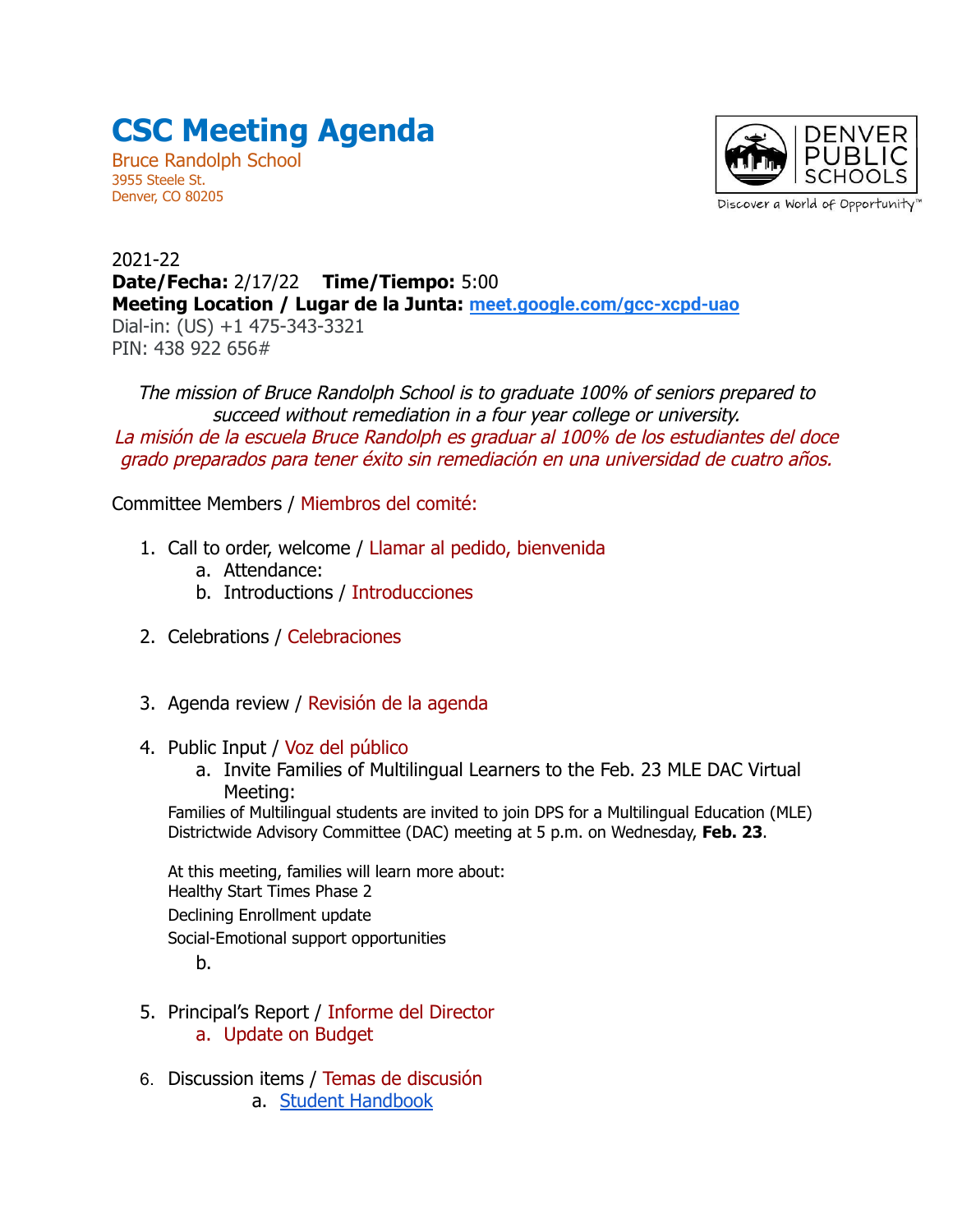// Ordered list items (1-6) with a/b sub-items: CSC Meeting Agenda, Bruce Randolph School
# CSC Meeting Agenda

Bruce Randolph School
3955 Steele St.
Denver, CO 80205

DENVER PUBLIC SCHOOLS
Discover a World of Opportunity™

2021-22
**Date/Fecha:** 2/17/22 **Time/Tiempo:** 5:00
**Meeting Location / Lugar de la Junta:** [meet.google.com/gcc-xcpd-uao](meet.google.com/gcc-xcpd-uao)
Dial-in: (US) +1 475-343-3321
PIN: 438 922 656#

*The mission of Bruce Randolph School is to graduate 100% of seniors prepared to succeed without remediation in a four year college or university.*
*La misión de la escuela Bruce Randolph es graduar al 100% de los estudiantes del doce grado preparados para tener éxito sin remediación en una universidad de cuatro años.*

Committee Members / Miembros del comité:

1. Call to order, welcome / Llamar al pedido, bienvenida
   a. Attendance:
   b. Introductions / Introducciones
2. Celebrations / Celebraciones
3. Agenda review / Revisión de la agenda
4. Public Input / Voz del público
   a. Invite Families of Multilingual Learners to the Feb. 23 MLE DAC Virtual Meeting:

   Families of Multilingual students are invited to join DPS for a Multilingual Education (MLE) Districtwide Advisory Committee (DAC) meeting at 5 p.m. on Wednesday, **Feb. 23**.

   At this meeting, families will learn more about:
   Healthy Start Times Phase 2
   Declining Enrollment update
   Social-Emotional support opportunities

   b.
5. Principal's Report / Informe del Director
   a. Update on Budget
6. Discussion items / Temas de discusión
   a. Student Handbook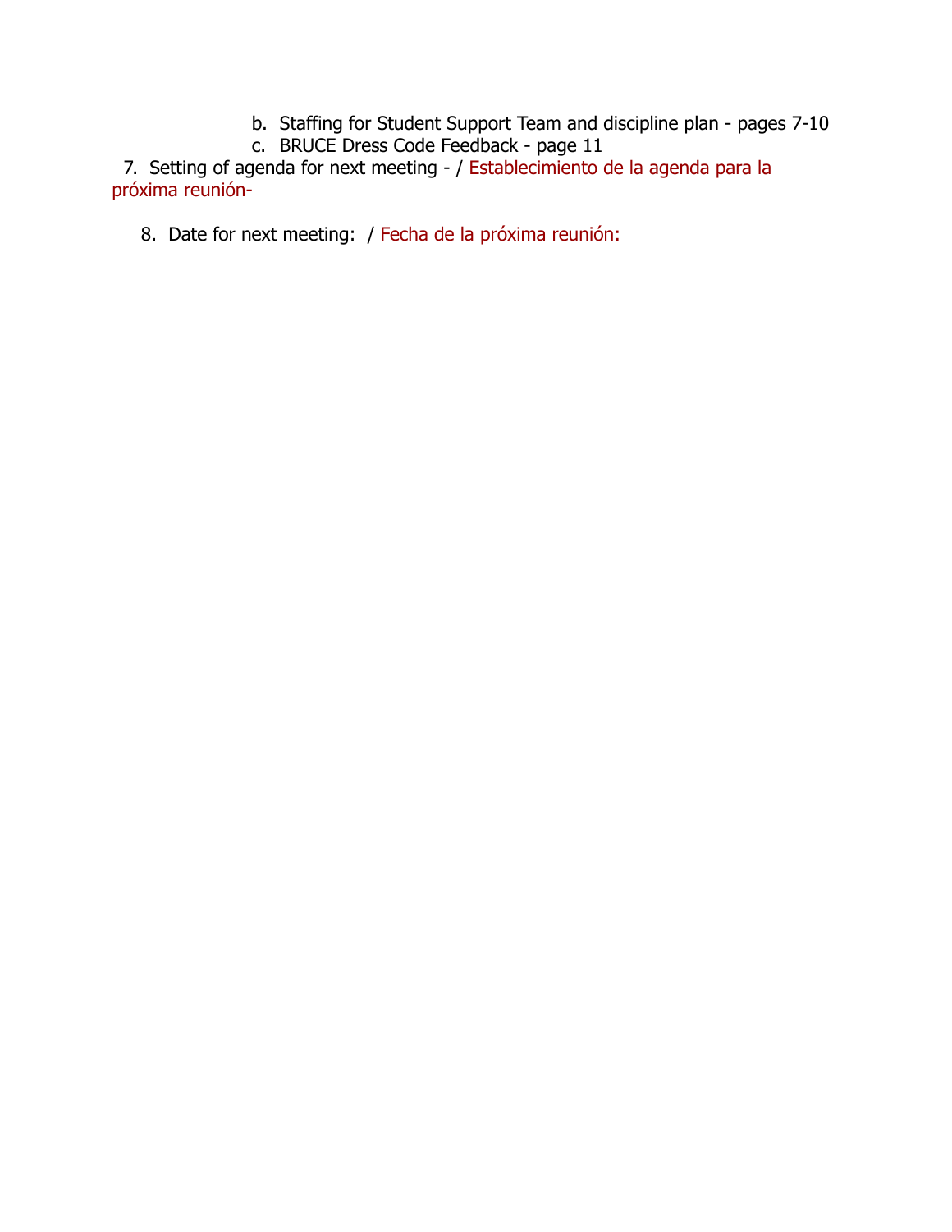b. Staffing for Student Support Team and discipline plan - pages 7-10
   c. BRUCE Dress Code Feedback - page 11

7. Setting of agenda for next meeting - / Establecimiento de la agenda para la próxima reunión-

8. Date for next meeting: / Fecha de la próxima reunión: